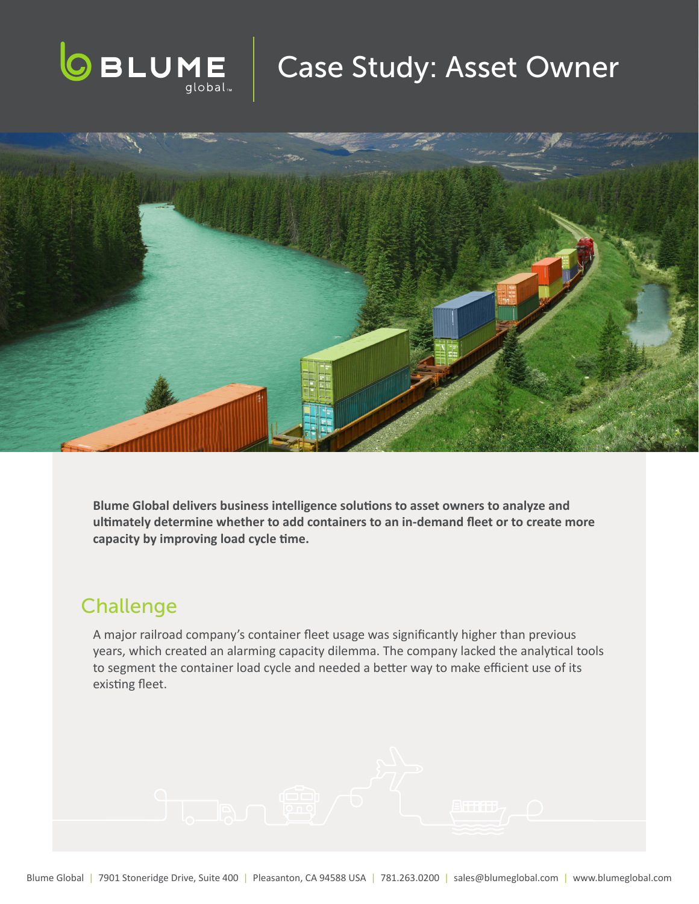# Case Study: Asset Owner

**Blume Global delivers business intelligence solutions to asset owners to analyze and ultimately determine whether to add containers to an in-demand fleet or to create more capacity by improving load cycle time.**

## Challenge

A major railroad company's container fleet usage was significantly higher than previous years, which created an alarming capacity dilemma. The company lacked the analytical tools to segment the container load cycle and needed a better way to make efficient use of its existing fleet.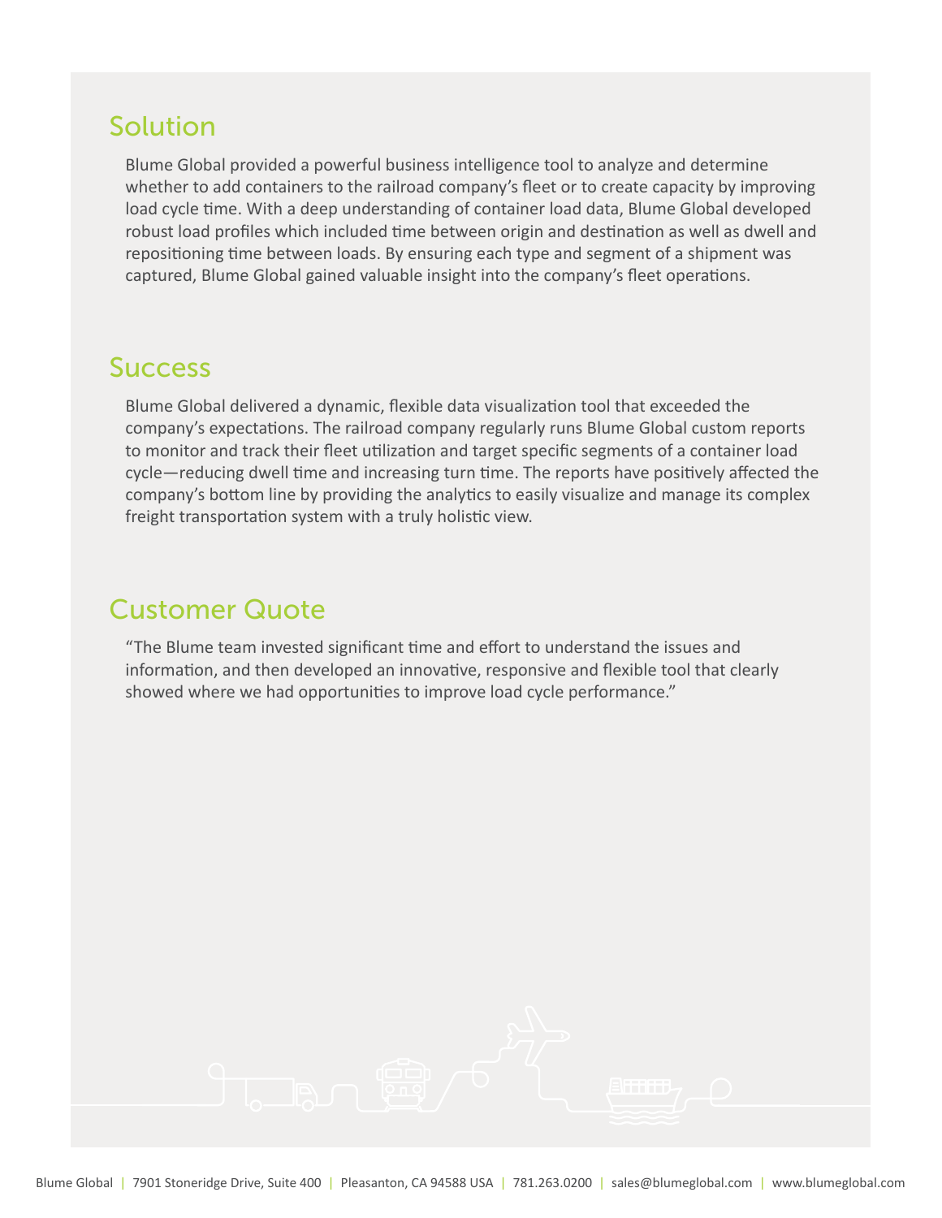## Solution

Blume Global provided a powerful business intelligence tool to analyze and determine whether to add containers to the railroad company's fleet or to create capacity by improving load cycle time. With a deep understanding of container load data, Blume Global developed robust load profiles which included time between origin and destination as well as dwell and repositioning time between loads. By ensuring each type and segment of a shipment was captured, Blume Global gained valuable insight into the company's fleet operations.

## Success

Blume Global delivered a dynamic, flexible data visualization tool that exceeded the company's expectations. The railroad company regularly runs Blume Global custom reports to monitor and track their fleet utilization and target specific segments of a container load cycle—reducing dwell time and increasing turn time. The reports have positively affected the company's bottom line by providing the analytics to easily visualize and manage its complex freight transportation system with a truly holistic view.

## Customer Quote

"The Blume team invested significant time and effort to understand the issues and information, and then developed an innovative, responsive and flexible tool that clearly showed where we had opportunities to improve load cycle performance."

Blume Global | 7901 Stoneridge Drive, Suite 400 | Pleasanton, CA 94588 USA | 781.263.0200 | sales@blumeglobal.com | www.blumeglobal.com